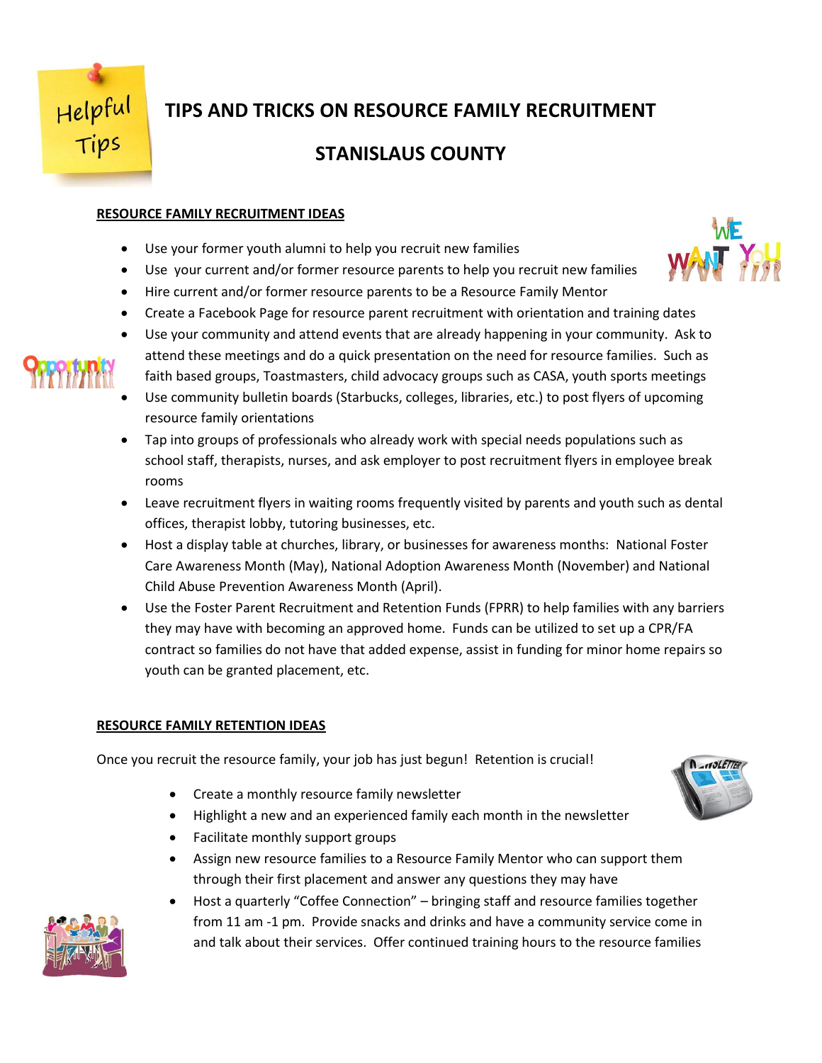# TIPS AND TRICKS ON RESOURCE FAMILY RECRUITMENT

# STANISLAUS COUNTY

## RESOURCE FAMILY RECRUITMENT IDEAS

- Use your former youth alumni to help you recruit new families
- Use your current and/or former resource parents to help you recruit new families
- Hire current and/or former resource parents to be a Resource Family Mentor
- Create a Facebook Page for resource parent recruitment with orientation and training dates
- Use your community and attend events that are already happening in your community. Ask to attend these meetings and do a quick presentation on the need for resource families. Such as faith based groups, Toastmasters, child advocacy groups such as CASA, youth sports meetings
- Use community bulletin boards (Starbucks, colleges, libraries, etc.) to post flyers of upcoming resource family orientations
- Tap into groups of professionals who already work with special needs populations such as school staff, therapists, nurses, and ask employer to post recruitment flyers in employee break rooms
- Leave recruitment flyers in waiting rooms frequently visited by parents and youth such as dental offices, therapist lobby, tutoring businesses, etc.
- Host a display table at churches, library, or businesses for awareness months: National Foster Care Awareness Month (May), National Adoption Awareness Month (November) and National Child Abuse Prevention Awareness Month (April).
- Use the Foster Parent Recruitment and Retention Funds (FPRR) to help families with any barriers they may have with becoming an approved home. Funds can be utilized to set up a CPR/FA contract so families do not have that added expense, assist in funding for minor home repairs so youth can be granted placement, etc.

## RESOURCE FAMILY RETENTION IDEAS

Once you recruit the resource family, your job has just begun! Retention is crucial!

- Create a monthly resource family newsletter
- Highlight a new and an experienced family each month in the newsletter
- Facilitate monthly support groups
- Assign new resource families to a Resource Family Mentor who can support them through their first placement and answer any questions they may have
- Host a quarterly "Coffee Connection" – bringing staff and resource families together from 11 am -1 pm. Provide snacks and drinks and have a community service come in and talk about their services. Offer continued training hours to the resource families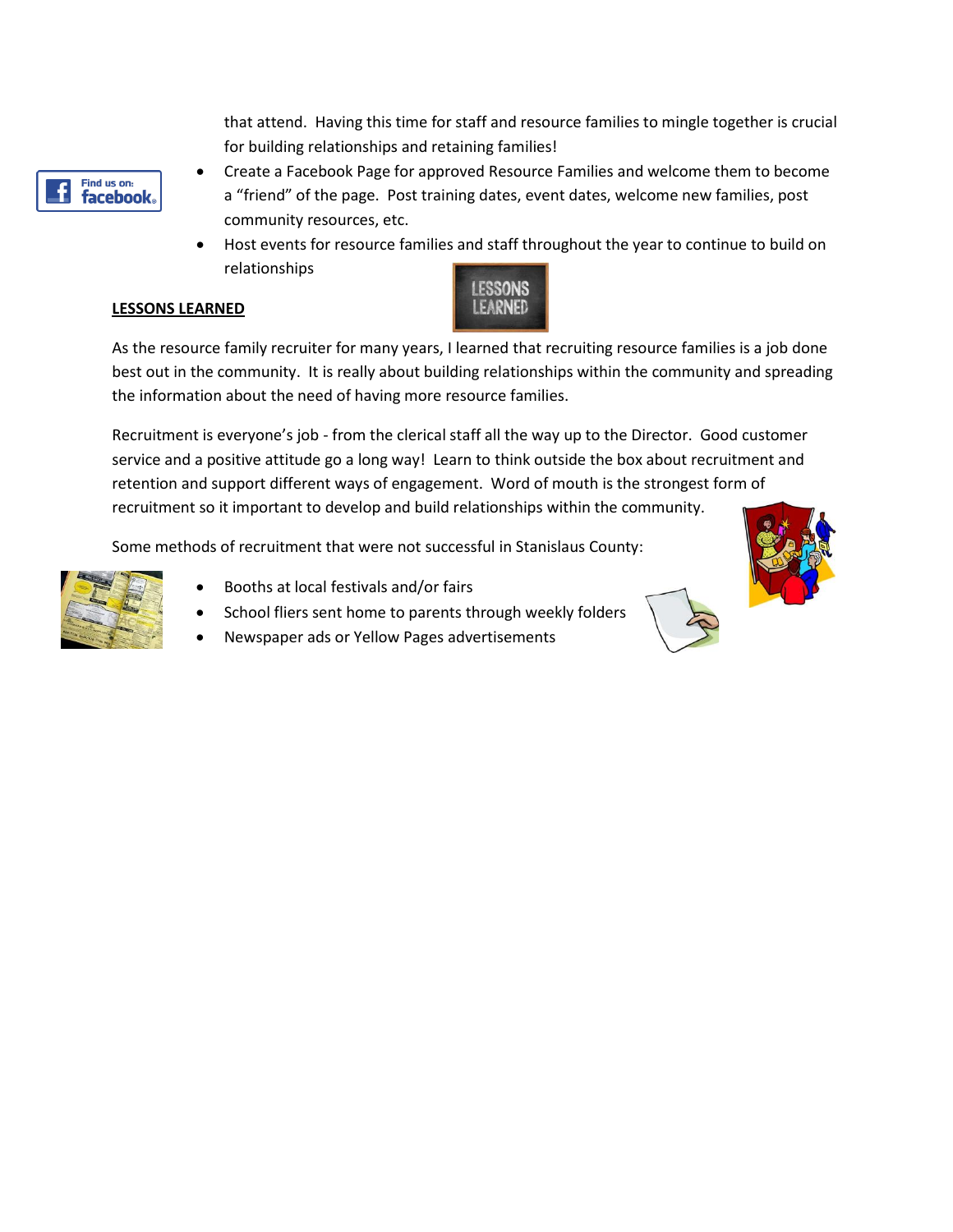that attend. Having this time for staff and resource families to mingle together is crucial for building relationships and retaining families!

- Create a Facebook Page for approved Resource Families and welcome them to become a "friend" of the page. Post training dates, event dates, welcome new families, post community resources, etc.
- Host events for resource families and staff throughout the year to continue to build on relationships

**LESSONS LEARNED**

As the resource family recruiter for many years, I learned that recruiting resource families is a job done best out in the community. It is really about building relationships within the community and spreading the information about the need of having more resource families.

Recruitment is everyone's job - from the clerical staff all the way up to the Director. Good customer service and a positive attitude go a long way! Learn to think outside the box about recruitment and retention and support different ways of engagement. Word of mouth is the strongest form of recruitment so it important to develop and build relationships within the community.

Some methods of recruitment that were not successful in Stanislaus County:

- Booths at local festivals and/or fairs
- School fliers sent home to parents through weekly folders
- Newspaper ads or Yellow Pages advertisements